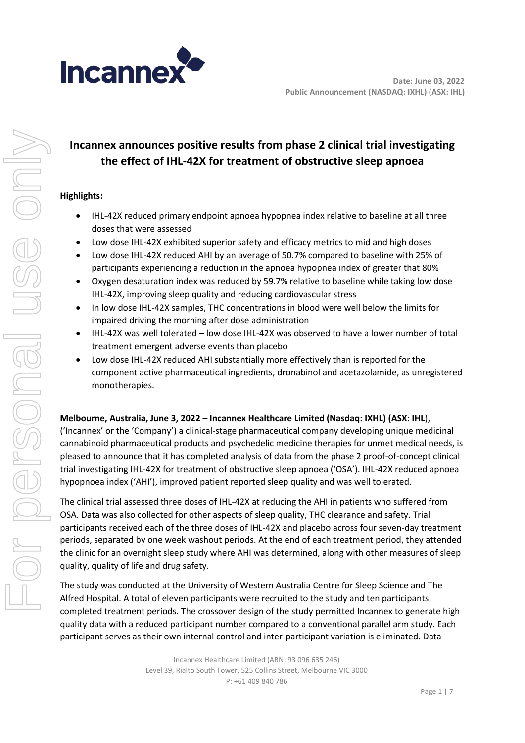Date: June 03, 2022
Public Announcement (NASDAQ: IXHL) (ASX: IHL)

# Incannex announces positive results from phase 2 clinical trial investigating the effect of IHL-42X for treatment of obstructive sleep apnoea

**Highlights:**

- IHL-42X reduced primary endpoint apnoea hypopnea index relative to baseline at all three doses that were assessed
- Low dose IHL-42X exhibited superior safety and efficacy metrics to mid and high doses
- Low dose IHL-42X reduced AHI by an average of 50.7% compared to baseline with 25% of participants experiencing a reduction in the apnoea hypopnea index of greater that 80%
- Oxygen desaturation index was reduced by 59.7% relative to baseline while taking low dose IHL-42X, improving sleep quality and reducing cardiovascular stress
- In low dose IHL-42X samples, THC concentrations in blood were well below the limits for impaired driving the morning after dose administration
- IHL-42X was well tolerated – low dose IHL-42X was observed to have a lower number of total treatment emergent adverse events than placebo
- Low dose IHL-42X reduced AHI substantially more effectively than is reported for the component active pharmaceutical ingredients, dronabinol and acetazolamide, as unregistered monotherapies.

**Melbourne, Australia, June 3, 2022 – Incannex Healthcare Limited (Nasdaq: IXHL) (ASX: IHL)**, ('Incannex' or the 'Company') a clinical-stage pharmaceutical company developing unique medicinal cannabinoid pharmaceutical products and psychedelic medicine therapies for unmet medical needs, is pleased to announce that it has completed analysis of data from the phase 2 proof-of-concept clinical trial investigating IHL-42X for treatment of obstructive sleep apnoea ('OSA'). IHL-42X reduced apnoea hypopnoea index ('AHI'), improved patient reported sleep quality and was well tolerated.

The clinical trial assessed three doses of IHL-42X at reducing the AHI in patients who suffered from OSA. Data was also collected for other aspects of sleep quality, THC clearance and safety. Trial participants received each of the three doses of IHL-42X and placebo across four seven-day treatment periods, separated by one week washout periods. At the end of each treatment period, they attended the clinic for an overnight sleep study where AHI was determined, along with other measures of sleep quality, quality of life and drug safety.

The study was conducted at the University of Western Australia Centre for Sleep Science and The Alfred Hospital. A total of eleven participants were recruited to the study and ten participants completed treatment periods. The crossover design of the study permitted Incannex to generate high quality data with a reduced participant number compared to a conventional parallel arm study. Each participant serves as their own internal control and inter-participant variation is eliminated. Data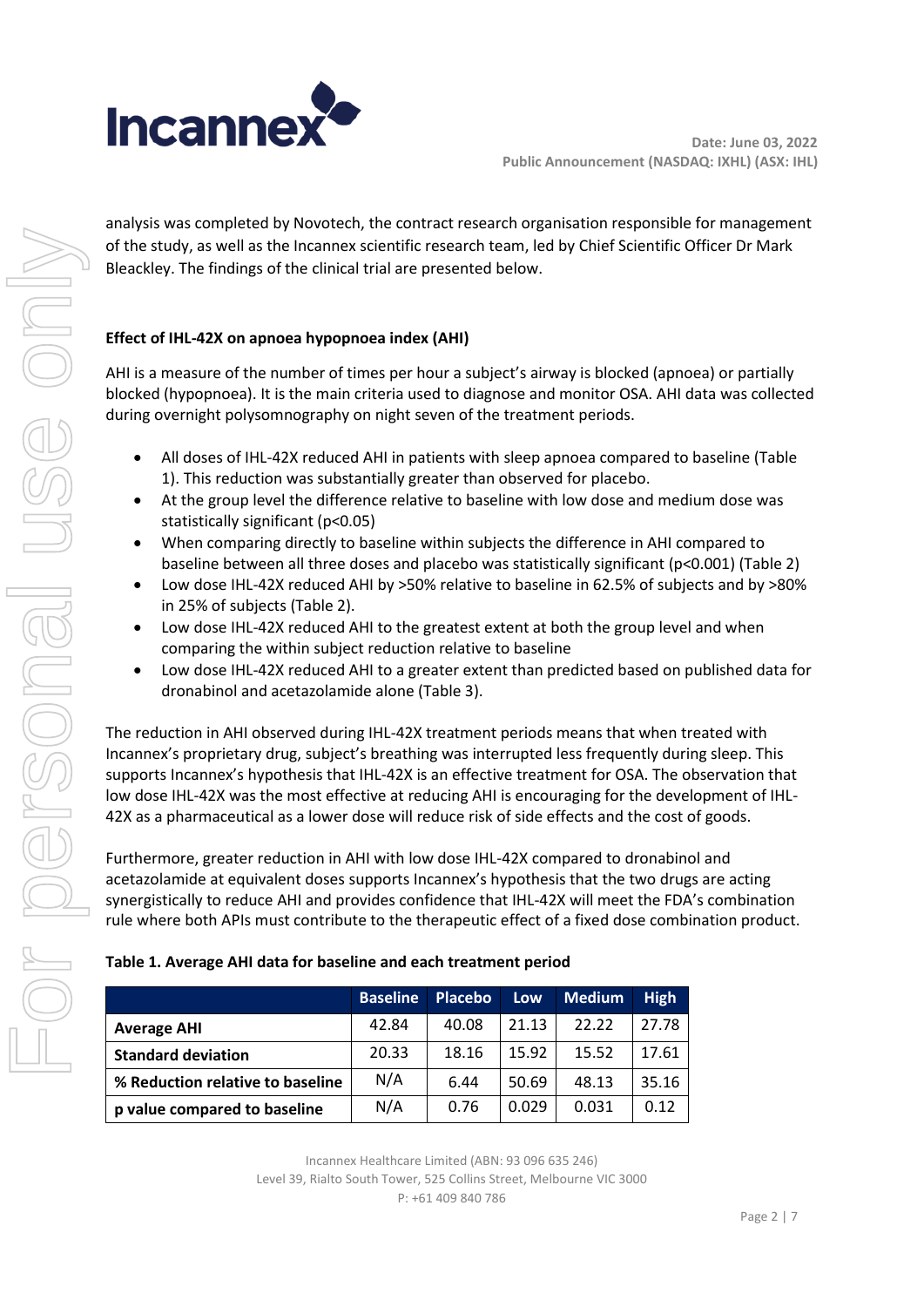analysis was completed by Novotech, the contract research organisation responsible for management of the study, as well as the Incannex scientific research team, led by Chief Scientific Officer Dr Mark Bleackley. The findings of the clinical trial are presented below.

**Effect of IHL-42X on apnoea hypopnoea index (AHI)**

AHI is a measure of the number of times per hour a subject's airway is blocked (apnoea) or partially blocked (hypopnoea). It is the main criteria used to diagnose and monitor OSA. AHI data was collected during overnight polysomnography on night seven of the treatment periods.

- All doses of IHL-42X reduced AHI in patients with sleep apnoea compared to baseline (Table 1). This reduction was substantially greater than observed for placebo.
- At the group level the difference relative to baseline with low dose and medium dose was statistically significant ($p<0.05$)
- When comparing directly to baseline within subjects the difference in AHI compared to baseline between all three doses and placebo was statistically significant ($p<0.001$) (Table 2)
- Low dose IHL-42X reduced AHI by >50% relative to baseline in 62.5% of subjects and by >80% in 25% of subjects (Table 2).
- Low dose IHL-42X reduced AHI to the greatest extent at both the group level and when comparing the within subject reduction relative to baseline
- Low dose IHL-42X reduced AHI to a greater extent than predicted based on published data for dronabinol and acetazolamide alone (Table 3).

The reduction in AHI observed during IHL-42X treatment periods means that when treated with Incannex's proprietary drug, subject's breathing was interrupted less frequently during sleep. This supports Incannex's hypothesis that IHL-42X is an effective treatment for OSA. The observation that low dose IHL-42X was the most effective at reducing AHI is encouraging for the development of IHL-42X as a pharmaceutical as a lower dose will reduce risk of side effects and the cost of goods.

Furthermore, greater reduction in AHI with low dose IHL-42X compared to dronabinol and acetazolamide at equivalent doses supports Incannex's hypothesis that the two drugs are acting synergistically to reduce AHI and provides confidence that IHL-42X will meet the FDA's combination rule where both APIs must contribute to the therapeutic effect of a fixed dose combination product.

**Table 1. Average AHI data for baseline and each treatment period**

| | Baseline | Placebo | Low | Medium | High |
|---|---|---|---|---|---|
| **Average AHI** | 42.84 | 40.08 | 21.13 | 22.22 | 27.78 |
| **Standard deviation** | 20.33 | 18.16 | 15.92 | 15.52 | 17.61 |
| **% Reduction relative to baseline** | N/A | 6.44 | 50.69 | 48.13 | 35.16 |
| **p value compared to baseline** | N/A | 0.76 | 0.029 | 0.031 | 0.12 |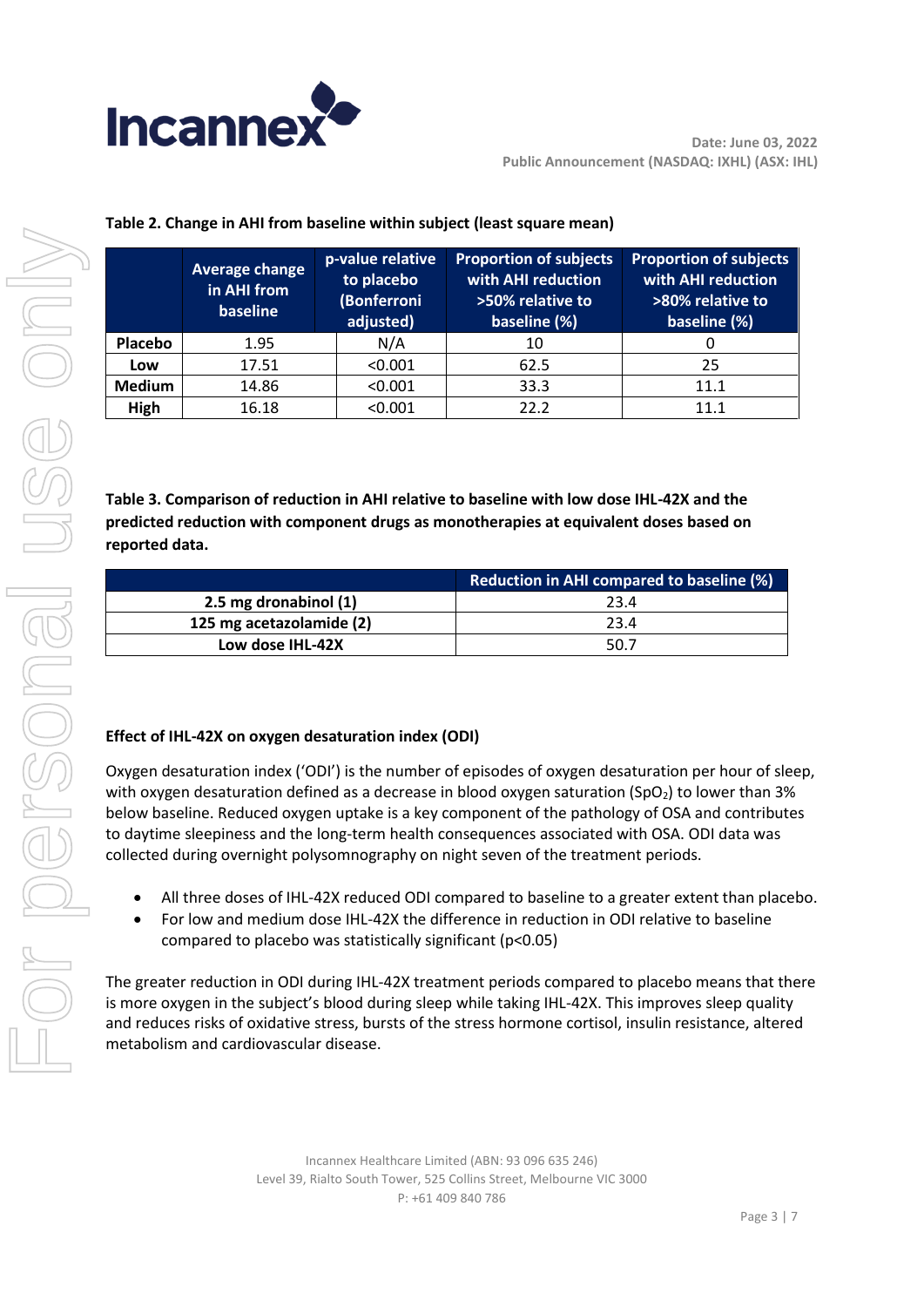**Table 2. Change in AHI from baseline within subject (least square mean)**

| | Average change in AHI from baseline | p-value relative to placebo (Bonferroni adjusted) | Proportion of subjects with AHI reduction >50% relative to baseline (%) | Proportion of subjects with AHI reduction >80% relative to baseline (%) |
|---|---|---|---|---|
| **Placebo** | 1.95 | N/A | 10 | 0 |
| **Low** | 17.51 | <0.001 | 62.5 | 25 |
| **Medium** | 14.86 | <0.001 | 33.3 | 11.1 |
| **High** | 16.18 | <0.001 | 22.2 | 11.1 |

**Table 3. Comparison of reduction in AHI relative to baseline with low dose IHL-42X and the predicted reduction with component drugs as monotherapies at equivalent doses based on reported data.**

| | Reduction in AHI compared to baseline (%) |
|---|---|
| **2.5 mg dronabinol (1)** | 23.4 |
| **125 mg acetazolamide (2)** | 23.4 |
| **Low dose IHL-42X** | 50.7 |

**Effect of IHL-42X on oxygen desaturation index (ODI)**

Oxygen desaturation index ('ODI') is the number of episodes of oxygen desaturation per hour of sleep, with oxygen desaturation defined as a decrease in blood oxygen saturation ($SpO_2$) to lower than 3% below baseline. Reduced oxygen uptake is a key component of the pathology of OSA and contributes to daytime sleepiness and the long-term health consequences associated with OSA. ODI data was collected during overnight polysomnography on night seven of the treatment periods.

- All three doses of IHL-42X reduced ODI compared to baseline to a greater extent than placebo.
- For low and medium dose IHL-42X the difference in reduction in ODI relative to baseline compared to placebo was statistically significant ($p<0.05$)

The greater reduction in ODI during IHL-42X treatment periods compared to placebo means that there is more oxygen in the subject's blood during sleep while taking IHL-42X. This improves sleep quality and reduces risks of oxidative stress, bursts of the stress hormone cortisol, insulin resistance, altered metabolism and cardiovascular disease.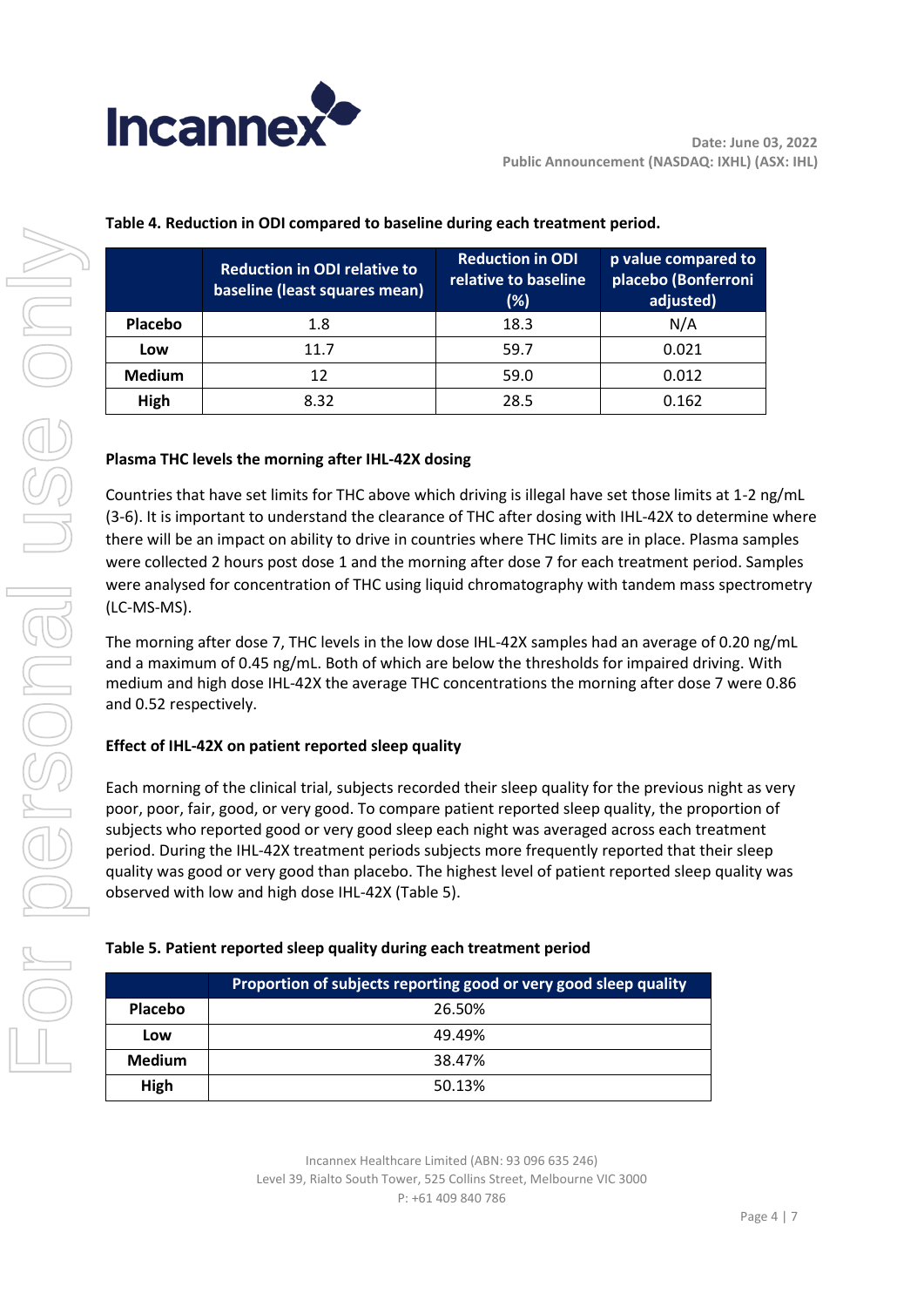**Table 4. Reduction in ODI compared to baseline during each treatment period.**

| | Reduction in ODI relative to baseline (least squares mean) | Reduction in ODI relative to baseline (%) | p value compared to placebo (Bonferroni adjusted) |
|---|---|---|---|
| **Placebo** | 1.8 | 18.3 | N/A |
| **Low** | 11.7 | 59.7 | 0.021 |
| **Medium** | 12 | 59.0 | 0.012 |
| **High** | 8.32 | 28.5 | 0.162 |

**Plasma THC levels the morning after IHL-42X dosing**

Countries that have set limits for THC above which driving is illegal have set those limits at 1-2 ng/mL (3-6). It is important to understand the clearance of THC after dosing with IHL-42X to determine where there will be an impact on ability to drive in countries where THC limits are in place. Plasma samples were collected 2 hours post dose 1 and the morning after dose 7 for each treatment period. Samples were analysed for concentration of THC using liquid chromatography with tandem mass spectrometry (LC-MS-MS).

The morning after dose 7, THC levels in the low dose IHL-42X samples had an average of 0.20 ng/mL and a maximum of 0.45 ng/mL. Both of which are below the thresholds for impaired driving. With medium and high dose IHL-42X the average THC concentrations the morning after dose 7 were 0.86 and 0.52 respectively.

**Effect of IHL-42X on patient reported sleep quality**

Each morning of the clinical trial, subjects recorded their sleep quality for the previous night as very poor, poor, fair, good, or very good. To compare patient reported sleep quality, the proportion of subjects who reported good or very good sleep each night was averaged across each treatment period. During the IHL-42X treatment periods subjects more frequently reported that their sleep quality was good or very good than placebo. The highest level of patient reported sleep quality was observed with low and high dose IHL-42X (Table 5).

**Table 5. Patient reported sleep quality during each treatment period**

| | Proportion of subjects reporting good or very good sleep quality |
|---|---|
| **Placebo** | 26.50% |
| **Low** | 49.49% |
| **Medium** | 38.47% |
| **High** | 50.13% |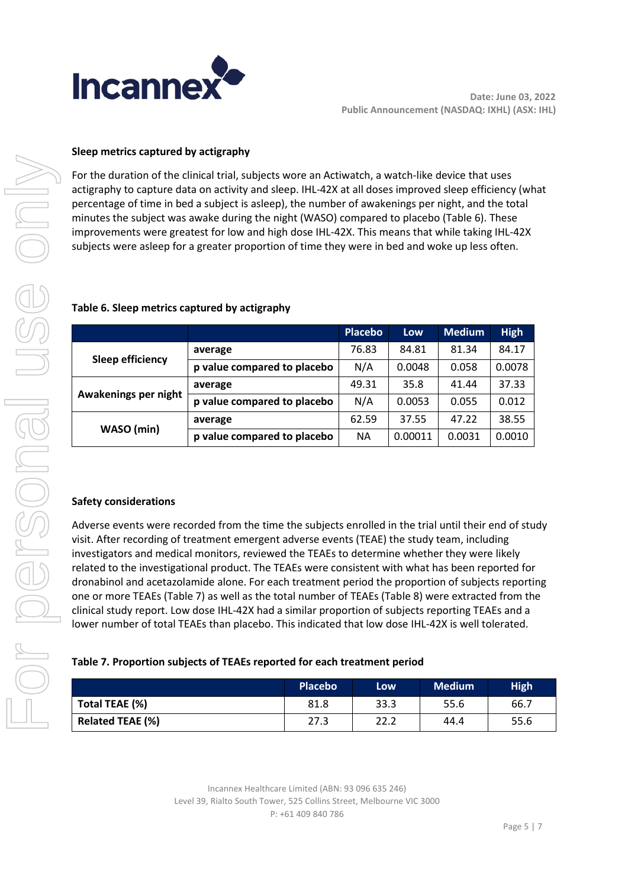### Sleep metrics captured by actigraphy

For the duration of the clinical trial, subjects wore an Actiwatch, a watch-like device that uses actigraphy to capture data on activity and sleep. IHL-42X at all doses improved sleep efficiency (what percentage of time in bed a subject is asleep), the number of awakenings per night, and the total minutes the subject was awake during the night (WASO) compared to placebo (Table 6). These improvements were greatest for low and high dose IHL-42X. This means that while taking IHL-42X subjects were asleep for a greater proportion of time they were in bed and woke up less often.

**Table 6. Sleep metrics captured by actigraphy**

| | | Placebo | Low | Medium | High |
|---|---|---|---|---|---|
| **Sleep efficiency** | **average** | 76.83 | 84.81 | 81.34 | 84.17 |
| | **p value compared to placebo** | N/A | 0.0048 | 0.058 | 0.0078 |
| **Awakenings per night** | **average** | 49.31 | 35.8 | 41.44 | 37.33 |
| | **p value compared to placebo** | N/A | 0.0053 | 0.055 | 0.012 |
| **WASO (min)** | **average** | 62.59 | 37.55 | 47.22 | 38.55 |
| | **p value compared to placebo** | NA | 0.00011 | 0.0031 | 0.0010 |

### Safety considerations

Adverse events were recorded from the time the subjects enrolled in the trial until their end of study visit. After recording of treatment emergent adverse events (TEAE) the study team, including investigators and medical monitors, reviewed the TEAEs to determine whether they were likely related to the investigational product. The TEAEs were consistent with what has been reported for dronabinol and acetazolamide alone. For each treatment period the proportion of subjects reporting one or more TEAEs (Table 7) as well as the total number of TEAEs (Table 8) were extracted from the clinical study report. Low dose IHL-42X had a similar proportion of subjects reporting TEAEs and a lower number of total TEAEs than placebo. This indicated that low dose IHL-42X is well tolerated.

**Table 7. Proportion subjects of TEAEs reported for each treatment period**

| | Placebo | Low | Medium | High |
|---|---|---|---|---|
| **Total TEAE (%)** | 81.8 | 33.3 | 55.6 | 66.7 |
| **Related TEAE (%)** | 27.3 | 22.2 | 44.4 | 55.6 |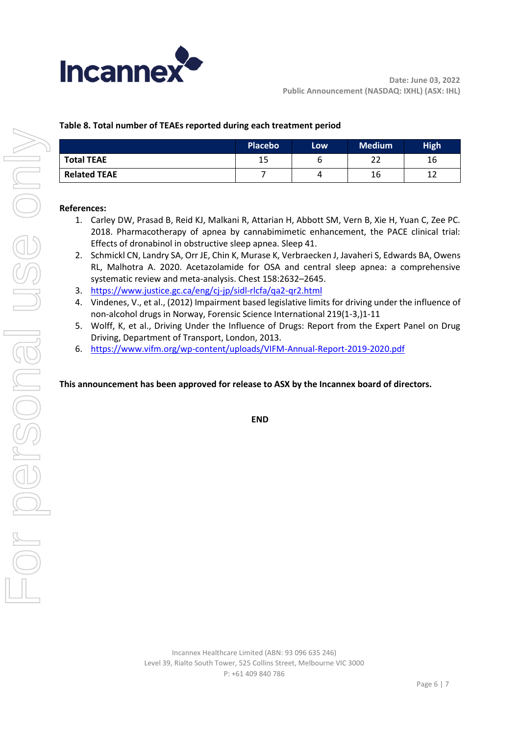**Table 8. Total number of TEAEs reported during each treatment period**

| | Placebo | Low | Medium | High |
|---|---|---|---|---|
| **Total TEAE** | 15 | 6 | 22 | 16 |
| **Related TEAE** | 7 | 4 | 16 | 12 |

**References:**

1. Carley DW, Prasad B, Reid KJ, Malkani R, Attarian H, Abbott SM, Vern B, Xie H, Yuan C, Zee PC. 2018. Pharmacotherapy of apnea by cannabimimetic enhancement, the PACE clinical trial: Effects of dronabinol in obstructive sleep apnea. Sleep 41.
2. Schmickl CN, Landry SA, Orr JE, Chin K, Murase K, Verbraecken J, Javaheri S, Edwards BA, Owens RL, Malhotra A. 2020. Acetazolamide for OSA and central sleep apnea: a comprehensive systematic review and meta-analysis. Chest 158:2632–2645.
3. https://www.justice.gc.ca/eng/cj-jp/sidl-rlcfa/qa2-qr2.html
4. Vindenes, V., et al., (2012) Impairment based legislative limits for driving under the influence of non-alcohol drugs in Norway, Forensic Science International 219(1-3,)1-11
5. Wolff, K, et al., Driving Under the Influence of Drugs: Report from the Expert Panel on Drug Driving, Department of Transport, London, 2013.
6. https://www.vifm.org/wp-content/uploads/VIFM-Annual-Report-2019-2020.pdf

**This announcement has been approved for release to ASX by the Incannex board of directors.**

**END**

Incannex Healthcare Limited (ABN: 93 096 635 246)
Level 39, Rialto South Tower, 525 Collins Street, Melbourne VIC 3000
P: +61 409 840 786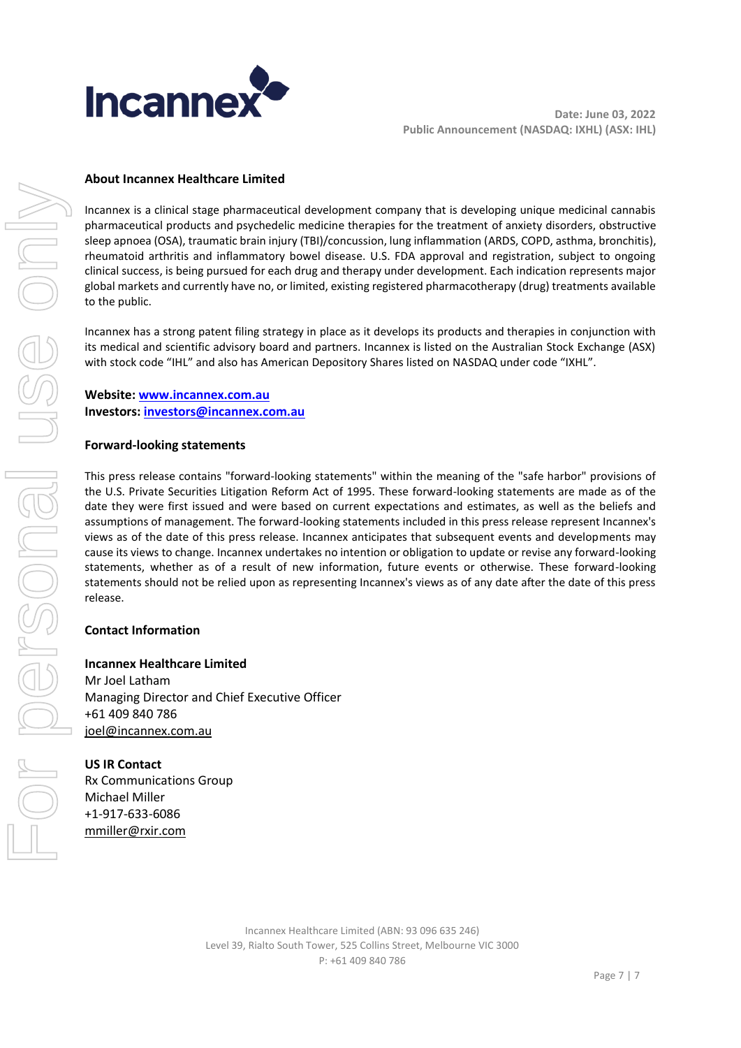**Date: June 03, 2022**
**Public Announcement (NASDAQ: IXHL) (ASX: IHL)**

## About Incannex Healthcare Limited

Incannex is a clinical stage pharmaceutical development company that is developing unique medicinal cannabis pharmaceutical products and psychedelic medicine therapies for the treatment of anxiety disorders, obstructive sleep apnoea (OSA), traumatic brain injury (TBI)/concussion, lung inflammation (ARDS, COPD, asthma, bronchitis), rheumatoid arthritis and inflammatory bowel disease. U.S. FDA approval and registration, subject to ongoing clinical success, is being pursued for each drug and therapy under development. Each indication represents major global markets and currently have no, or limited, existing registered pharmacotherapy (drug) treatments available to the public.

Incannex has a strong patent filing strategy in place as it develops its products and therapies in conjunction with its medical and scientific advisory board and partners. Incannex is listed on the Australian Stock Exchange (ASX) with stock code "IHL" and also has American Depository Shares listed on NASDAQ under code "IXHL".

**Website: www.incannex.com.au**
**Investors: investors@incannex.com.au**

## Forward-looking statements

This press release contains "forward-looking statements" within the meaning of the "safe harbor" provisions of the U.S. Private Securities Litigation Reform Act of 1995. These forward-looking statements are made as of the date they were first issued and were based on current expectations and estimates, as well as the beliefs and assumptions of management. The forward-looking statements included in this press release represent Incannex's views as of the date of this press release. Incannex anticipates that subsequent events and developments may cause its views to change. Incannex undertakes no intention or obligation to update or revise any forward-looking statements, whether as of a result of new information, future events or otherwise. These forward-looking statements should not be relied upon as representing Incannex's views as of any date after the date of this press release.

## Contact Information

**Incannex Healthcare Limited**
Mr Joel Latham
Managing Director and Chief Executive Officer
+61 409 840 786
joel@incannex.com.au

**US IR Contact**
Rx Communications Group
Michael Miller
+1-917-633-6086
mmiller@rxir.com

Incannex Healthcare Limited (ABN: 93 096 635 246)
Level 39, Rialto South Tower, 525 Collins Street, Melbourne VIC 3000
P: +61 409 840 786